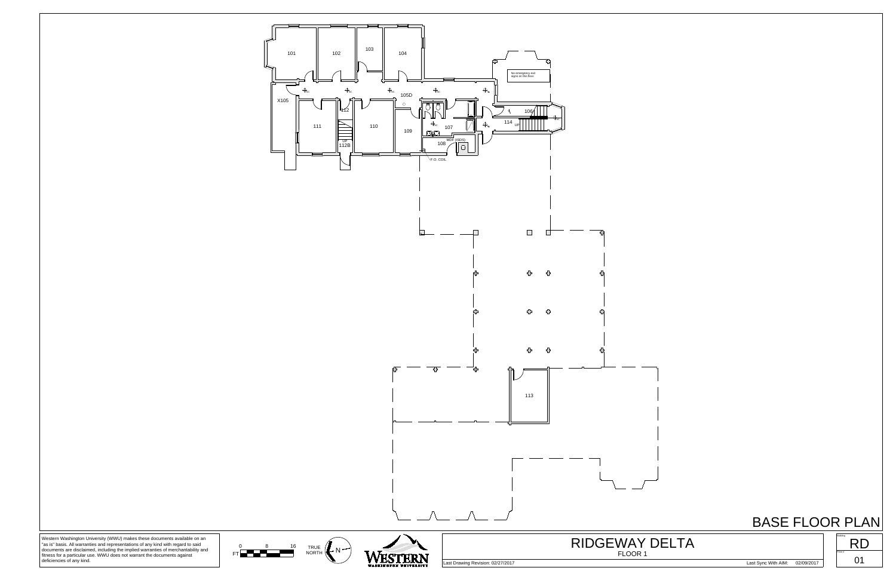# BASE FLOOR PLAN

101

102

103

104

X105

105D

106

107

108

MDF (ISDS)

F.O. COIL

109

110

111

112

112B

UP

113

114

UP

No emergency exit signs on this floor.

Western Washington University (WWU) makes these documents available on an "as is" basis. All warranties and representations of any kind with regard to said documents are disclaimed, including the implied warranties of merchantability and fitness for a particular use. WWU does not warrant the documents against deficiencies of any kind.

FT 0 8 16

TRUE NORTH N

WESTERN WASHINGTON UNIVERSITY

## RIDGEWAY DELTA

FLOOR 1

Last Drawing Revision: 02/27/2017

Last Sync With AIM: 02/09/2017

Building: RD

Floor: 01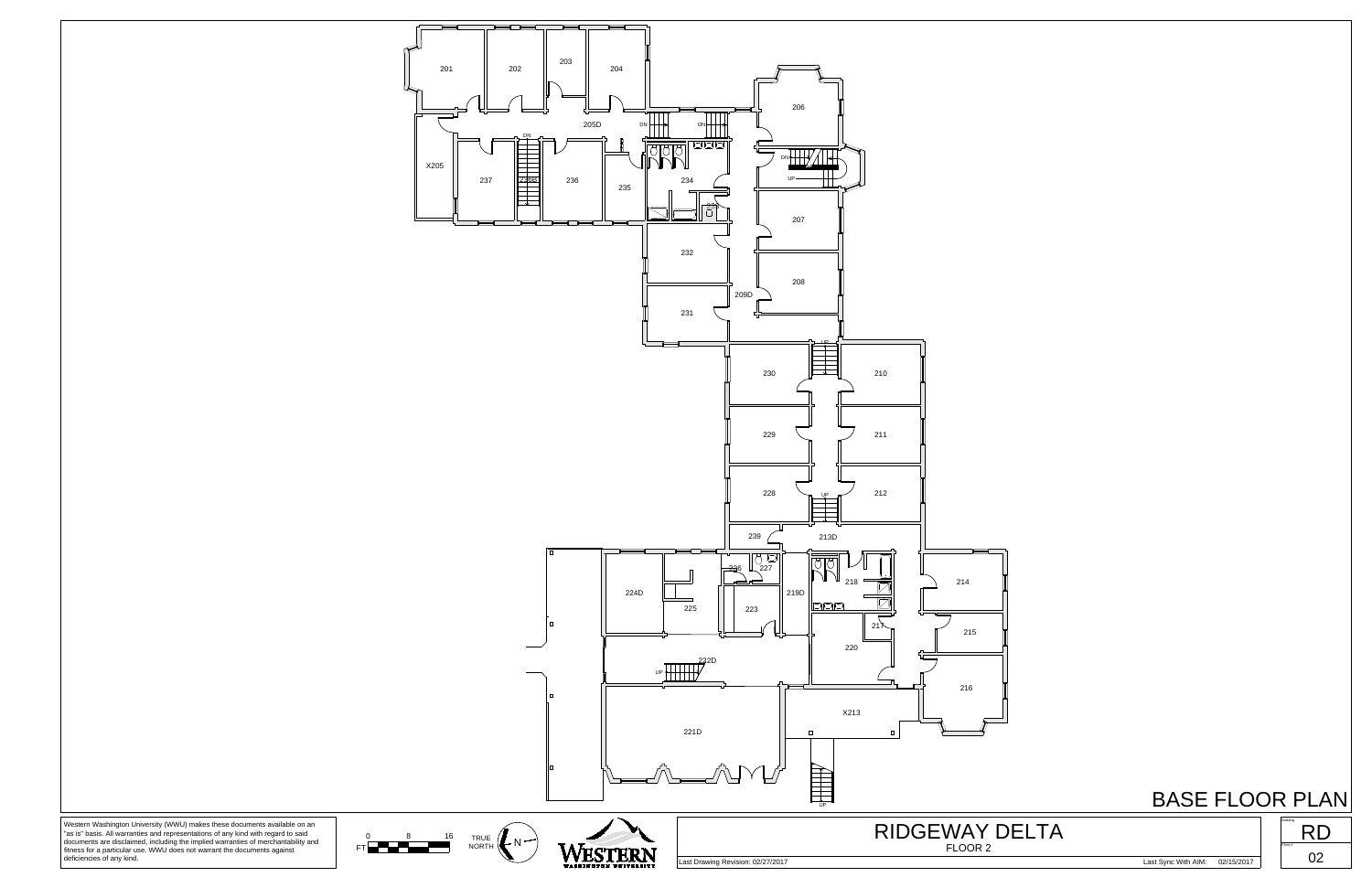201

202

203

204

205D

DN

DN

DN

X205

237

238M

236

235

234

233

206

DN

UP

207

232

208

209D

231

UP

230

210

229

211

228

UP

212

239

213D

226

227

224D

225

223

219D

218

214

217

215

220

UP

222D

216

X213

221D

UP

# BASE FLOOR PLAN

Western Washington University (WWU) makes these documents available on an "as is" basis. All warranties and representations of any kind with regard to said documents are disclaimed, including the implied warranties of merchantability and fitness for a particular use. WWU does not warrant the documents against deficiencies of any kind.

0 8 16

FT

TRUE NORTH

N

WESTERN WASHINGTON UNIVERSITY

## RIDGEWAY DELTA

FLOOR 2

Last Drawing Revision: 02/27/2017

Last Sync With AIM: 02/15/2017

Building: RD

Floor: 02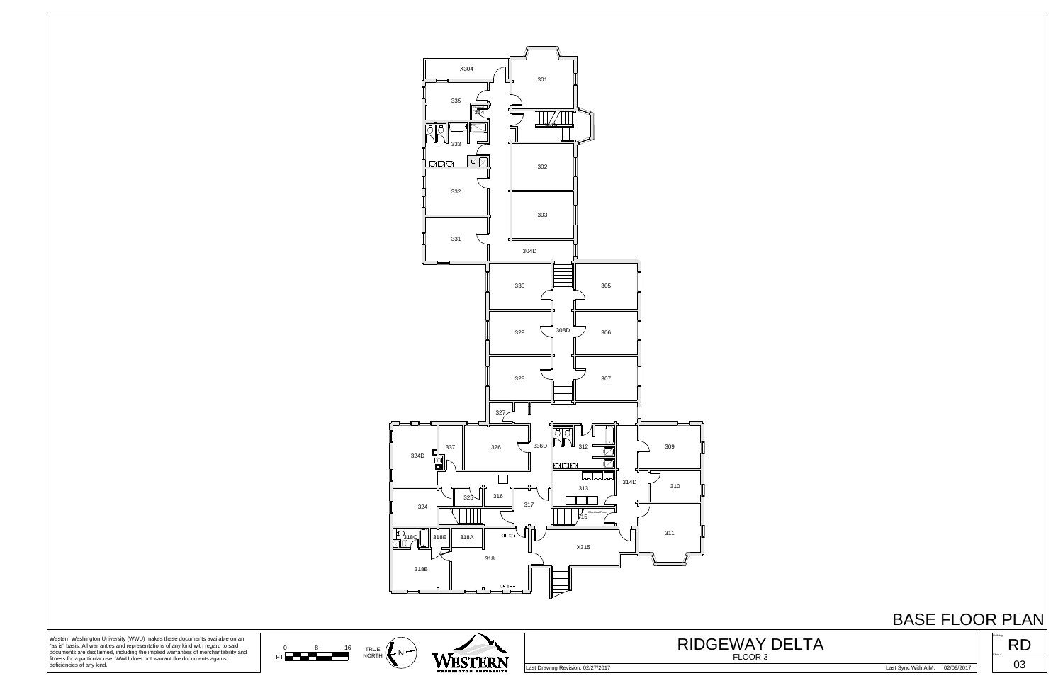# BASE FLOOR PLAN

X304

301

335

334

333

302

332

303

331

304D

330

305

329

308D

306

328

307

327

324D

337

326

336D

312

309

314D

310

313

324

325

316

317

315

Electrical Panel

311

318C

318E

318A

X315

318

318B

Western Washington University (WWU) makes these documents available on an "as is" basis. All warranties and representations of any kind with regard to said documents are disclaimed, including the implied warranties of merchantability and fitness for a particular use. WWU does not warrant the documents against deficiencies of any kind.

FT 0 8 16

TRUE NORTH N

WESTERN WASHINGTON UNIVERSITY

## RIDGEWAY DELTA

FLOOR 3

Last Drawing Revision: 02/27/2017

Last Sync With AIM: 02/09/2017

Building: RD

Floor: 03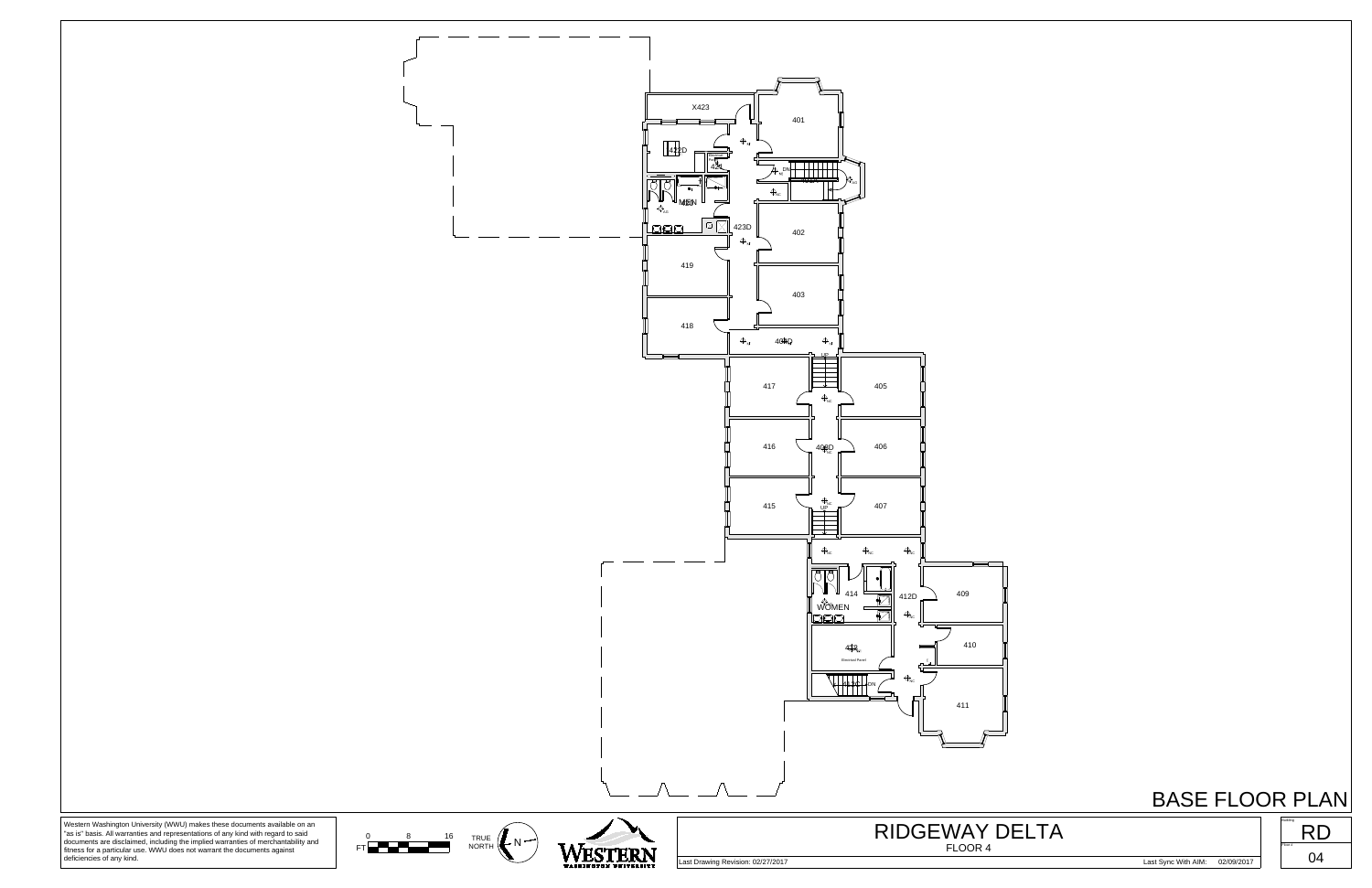X423

401

422D

421

MEN

423D

402

419

403

418

400Q

UP

417

405

416

408D

406

415

UP

407

414

WOMEN

412D

409

410

413

Electrical Panel

ON

411

# BASE FLOOR PLAN

Western Washington University (WWU) makes these documents available on an "as is" basis. All warranties and representations of any kind with regard to said documents are disclaimed, including the implied warranties of merchantability and fitness for a particular use. WWU does not warrant the documents against deficiencies of any kind.

0 8 16
FT

TRUE NORTH

N

WESTERN
WASHINGTON UNIVERSITY

## RIDGEWAY DELTA

FLOOR 4

Last Drawing Revision: 02/27/2017

Last Sync With AIM: 02/09/2017

RD

04